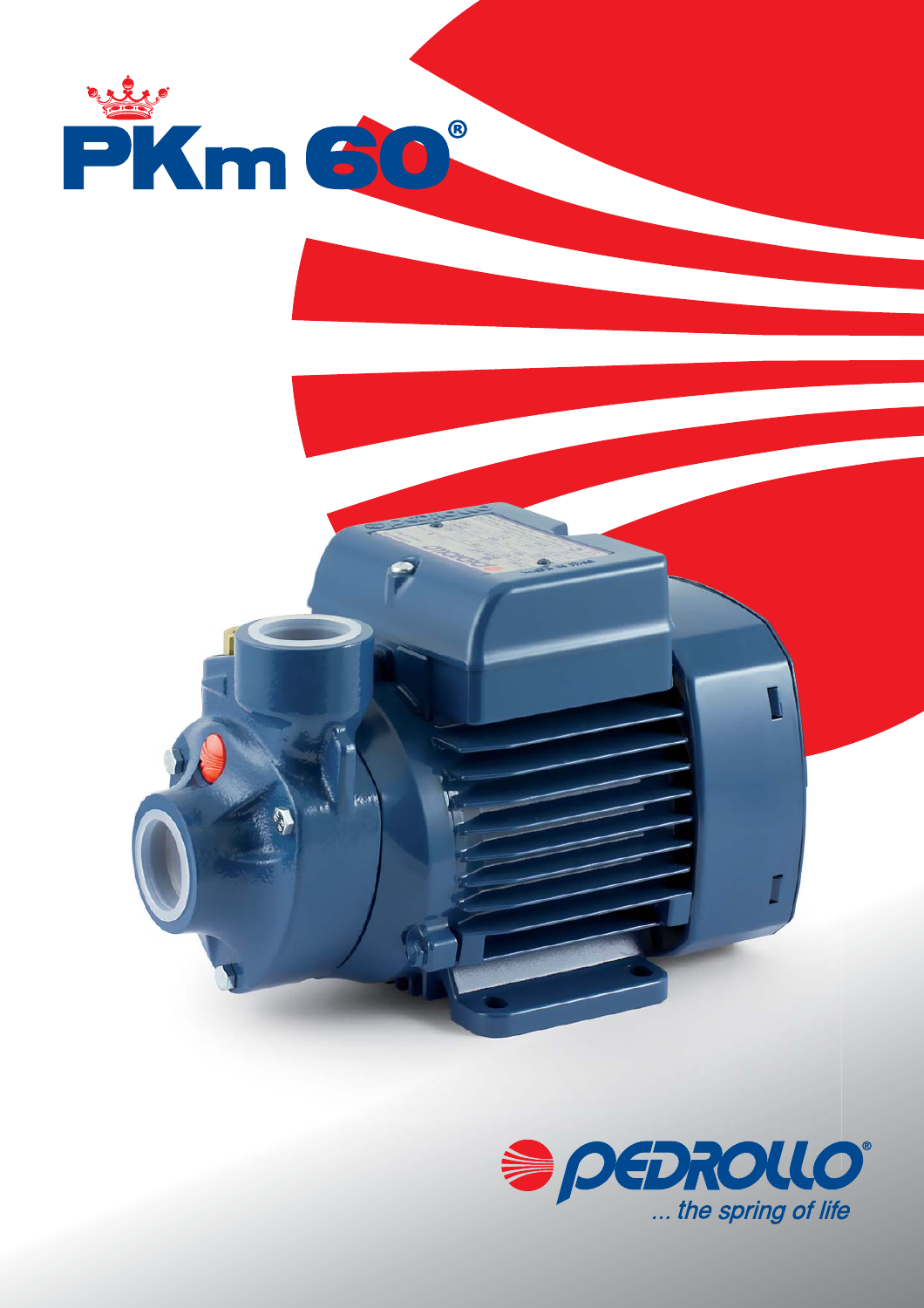# PKm 60®

PEDROLLO®

*... the spring of life*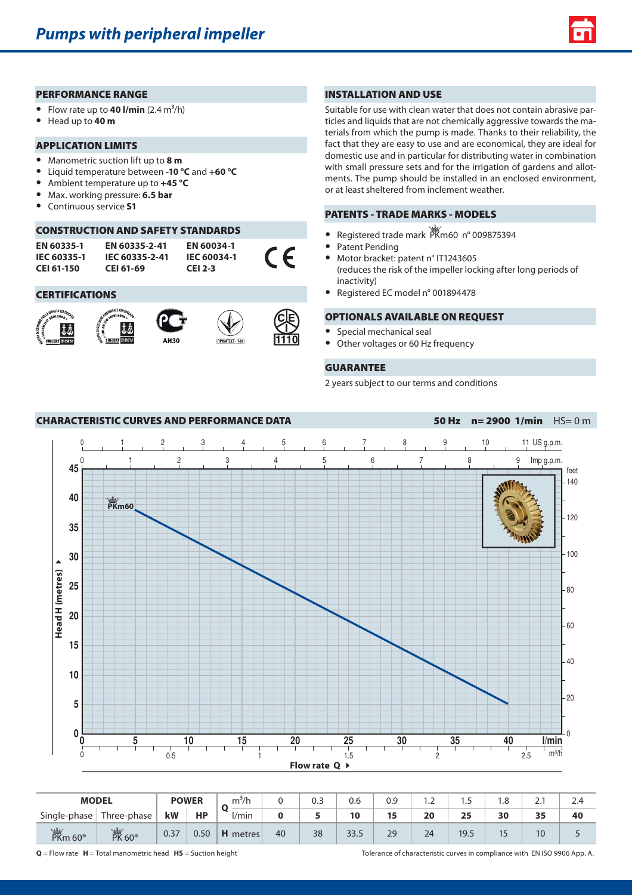# Pumps with peripheral impeller

## PERFORMANCE RANGE

- Flow rate up to **40 l/min** (2.4 $m^3$/h)
- Head up to **40 m**

## APPLICATION LIMITS

- Manometric suction lift up to **8 m**
- Liquid temperature between **-10 °C** and **+60 °C**
- Ambient temperature up to **+45 °C**
- Max. working pressure: **6.5 bar**
- Continuous service **S1**

## CONSTRUCTION AND SAFETY STANDARDS

| | | |
|---|---|---|
| **EN 60335-1** | **EN 60335-2-41** | **EN 60034-1** |
| **IEC 60335-1** | **IEC 60335-2-41** | **IEC 60034-1** |
| **CEI 61-150** | **CEI 61-69** | **CEI 2-3** |

## CERTIFICATIONS

## INSTALLATION AND USE

Suitable for use with clean water that does not contain abrasive particles and liquids that are not chemically aggressive towards the materials from which the pump is made. Thanks to their reliability, the fact that they are easy to use and are economical, they are ideal for domestic use and in particular for distributing water in combination with small pressure sets and for the irrigation of gardens and allotments. The pump should be installed in an enclosed environment, or at least sheltered from inclement weather.

## PATENTS - TRADE MARKS - MODELS

- Registered trade mark PKm60 n° 009875394
- Patent Pending
- Motor bracket: patent n° IT1243605 (reduces the risk of the impeller locking after long periods of inactivity)
- Registered EC model n° 001894478

## OPTIONALS AVAILABLE ON REQUEST

- Special mechanical seal
- Other voltages or 60 Hz frequency

## GUARANTEE

2 years subject to our terms and conditions

## CHARACTERISTIC CURVES AND PERFORMANCE DATA

**50 Hz n= 2900 1/min** HS= 0 m

| MODEL | | POWER | | Q | $m^3$/h | 0 | 0.3 | 0.6 | 0.9 | 1.2 | 1.5 | 1.8 | 2.1 | 2.4 |
|---|---|---|---|---|---|---|---|---|---|---|---|---|---|---|
| Single-phase | Three-phase | kW | HP | | l/min | **0** | **5** | **10** | **15** | **20** | **25** | **30** | **35** | **40** |
| PKm 60® | PK 60® | 0.37 | 0.50 | **H** | metres | 40 | 38 | 33.5 | 29 | 24 | 19.5 | 15 | 10 | 5 |

**Q** = Flow rate **H** = Total manometric head **HS** = Suction height

Tolerance of characteristic curves in compliance with EN ISO 9906 App. A.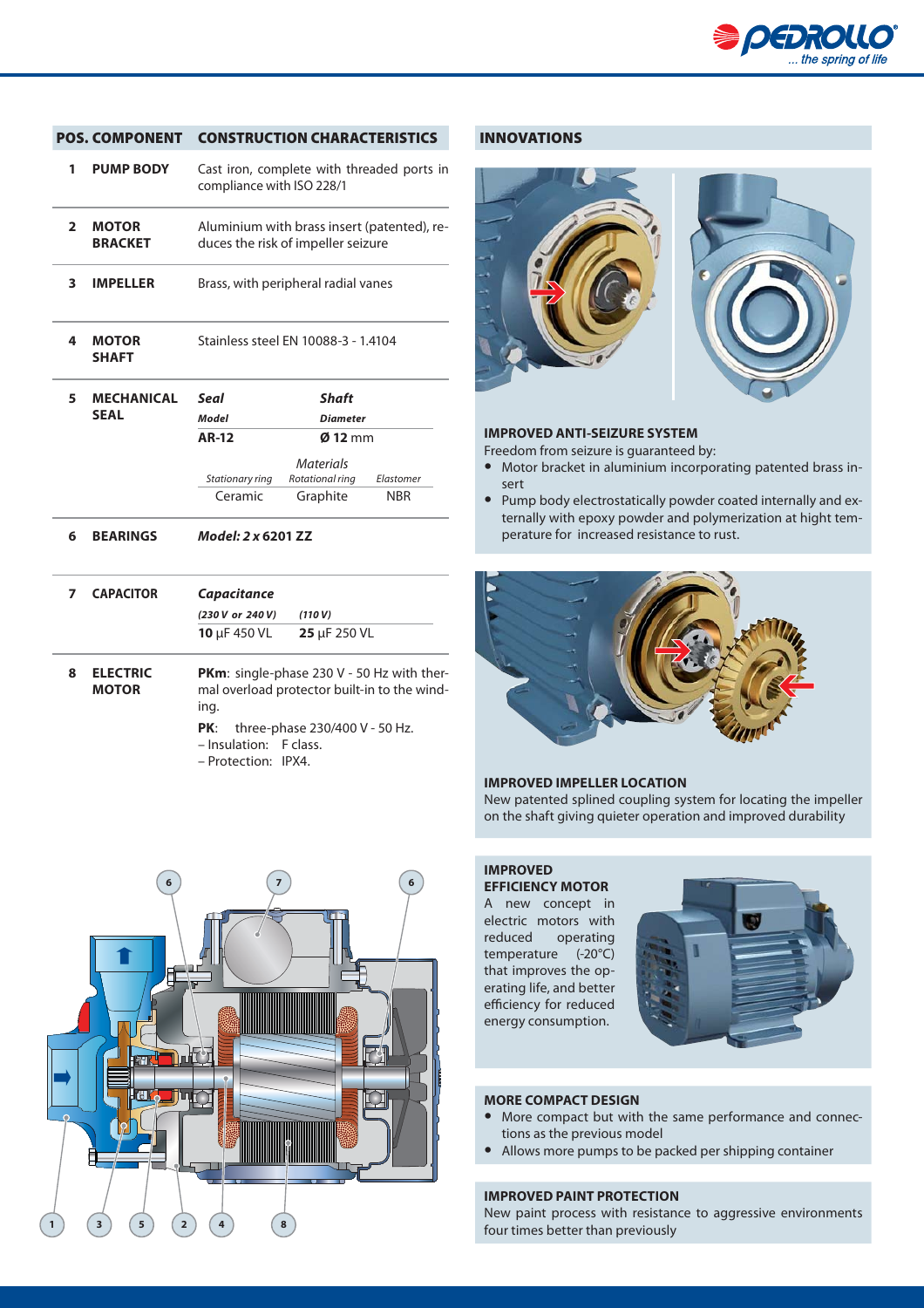| POS. | COMPONENT | CONSTRUCTION CHARACTERISTICS |
|---|---|---|
| 1 | PUMP BODY | Cast iron, complete with threaded ports in compliance with ISO 228/1 |
| 2 | MOTOR BRACKET | Aluminium with brass insert (patented), reduces the risk of impeller seizure |
| 3 | IMPELLER | Brass, with peripheral radial vanes |
| 4 | MOTOR SHAFT | Stainless steel EN 10088-3 - 1.4104 |
| 5 | MECHANICAL SEAL | ***Seal*** *Model* **AR-12** — ***Shaft*** *Diameter* **Ø 12** mm — *Materials*: *Stationary ring* Ceramic, *Rotational ring* Graphite, *Elastomer* NBR |
| 6 | BEARINGS | ***Model: 2 x* 6201 ZZ** |
| 7 | CAPACITOR | ***Capacitance*** — *(230 V or 240 V)* **10** μF 450 VL — *(110 V)* **25** μF 250 VL |
| 8 | ELECTRIC MOTOR | **PKm**: single-phase 230 V - 50 Hz with thermal overload protector built-in to the winding.<br>**PK**: three-phase 230/400 V - 50 Hz.<br>– Insulation: F class.<br>– Protection: IPX4. |

## INNOVATIONS

### IMPROVED ANTI-SEIZURE SYSTEM

Freedom from seizure is guaranteed by:

- Motor bracket in aluminium incorporating patented brass insert
- Pump body electrostatically powder coated internally and externally with epoxy powder and polymerization at hight temperature for increased resistance to rust.

### IMPROVED IMPELLER LOCATION

New patented splined coupling system for locating the impeller on the shaft giving quieter operation and improved durability

### IMPROVED EFFICIENCY MOTOR

A new concept in electric motors with reduced operating temperature (-20°C) that improves the operating life, and better efficiency for reduced energy consumption.

### MORE COMPACT DESIGN

- More compact but with the same performance and connections as the previous model
- Allows more pumps to be packed per shipping container

### IMPROVED PAINT PROTECTION

New paint process with resistance to aggressive environments four times better than previously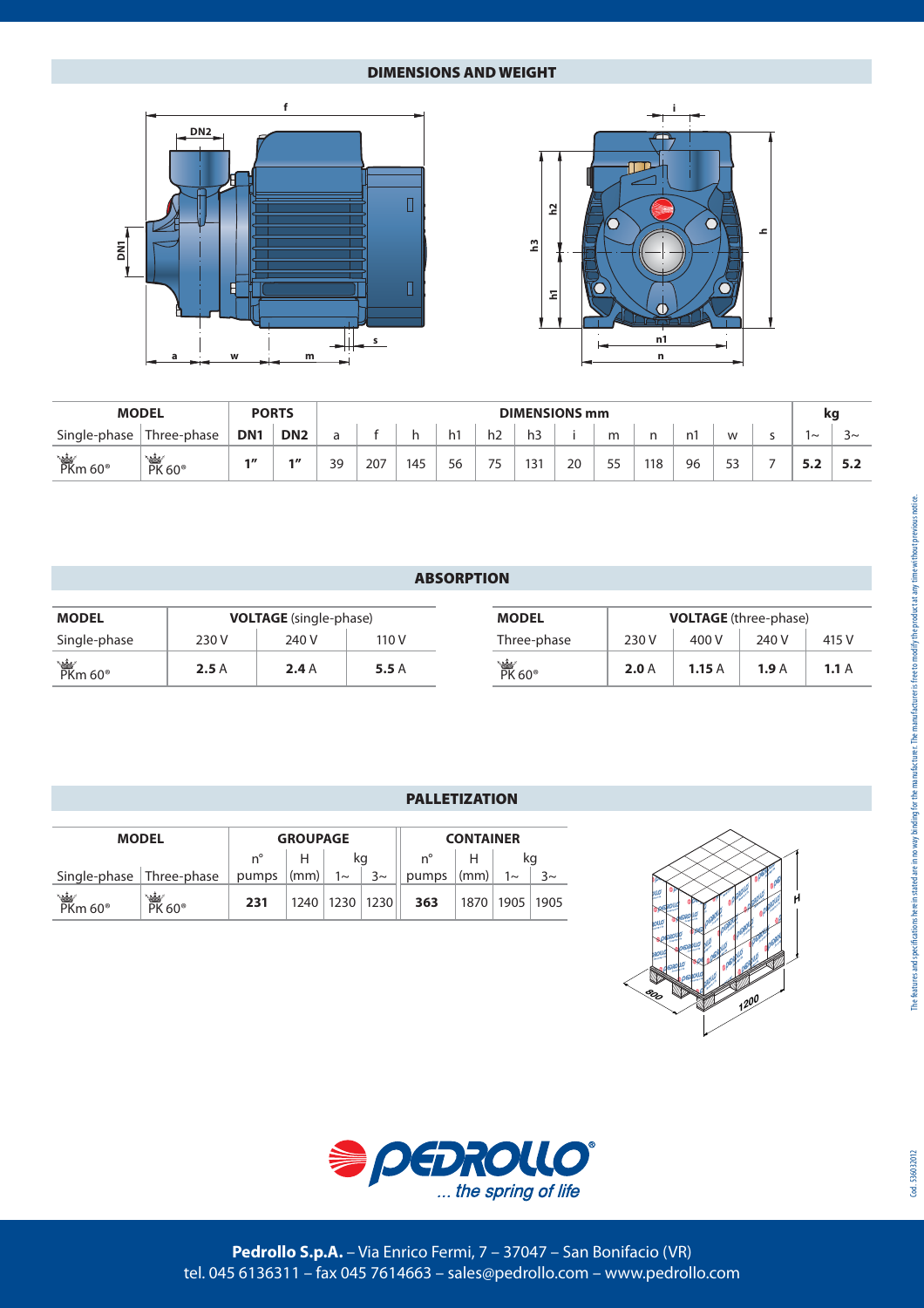## DIMENSIONS AND WEIGHT

| MODEL | | PORTS | | DIMENSIONS mm | | | | | | | | | | | | kg | |
|---|---|---|---|---|---|---|---|---|---|---|---|---|---|---|---|---|---|
| Single-phase | Three-phase | DN1 | DN2 | a | f | h | h1 | h2 | h3 | i | m | n | n1 | w | s | 1~ | 3~ |
| PKm 60® | PK 60® | **1"** | **1"** | 39 | 207 | 145 | 56 | 75 | 131 | 20 | 55 | 118 | 96 | 53 | 7 | **5.2** | **5.2** |

## ABSORPTION

| MODEL | VOLTAGE (single-phase) | | |
|---|---|---|---|
| Single-phase | 230 V | 240 V | 110 V |
| PKm 60® | **2.5** A | **2.4** A | **5.5** A |

| MODEL | VOLTAGE (three-phase) | | | |
|---|---|---|---|---|
| Three-phase | 230 V | 400 V | 240 V | 415 V |
| PK 60® | **2.0** A | **1.15** A | **1.9** A | **1.1** A |

## PALLETIZATION

| MODEL | | GROUPAGE | | | | CONTAINER | | | |
|---|---|---|---|---|---|---|---|---|---|
| | | n° | H | kg | | n° | H | kg | |
| Single-phase | Three-phase | pumps | (mm) | 1~ | 3~ | pumps | (mm) | 1~ | 3~ |
| PKm 60® | PK 60® | **231** | 1240 | 1230 | 1230 | **363** | 1870 | 1905 | 1905 |

The features and specifications herein stated are in no way binding for the manufacturer. The manufacturer is free to modify the product at any time without previous notice.

Cod. 536032012

PEDROLLO® ... the spring of life

**Pedrollo S.p.A.** – Via Enrico Fermi, 7 – 37047 – San Bonifacio (VR)
tel. 045 6136311 – fax 045 7614663 – sales@pedrollo.com – www.pedrollo.com